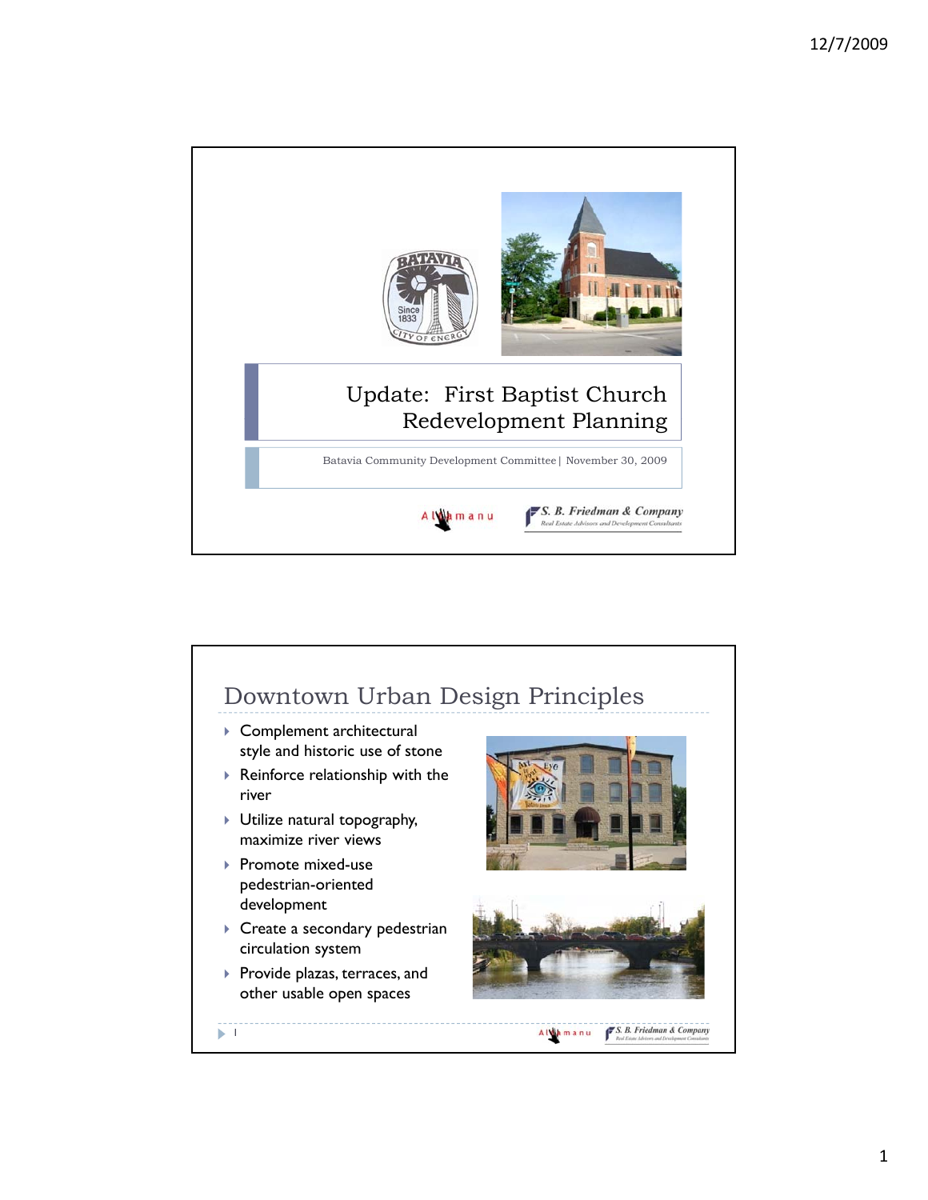# Update: First Baptist Church Redevelopment Planning

Batavia Community Development Committee | November 30, 2009

Altamanu

S. B. Friedman & Company
Real Estate Advisors and Development Consultants

## Downtown Urban Design Principles

- Complement architectural style and historic use of stone
- Reinforce relationship with the river
- Utilize natural topography, maximize river views
- Promote mixed-use pedestrian-oriented development
- Create a secondary pedestrian circulation system
- Provide plazas, terraces, and other usable open spaces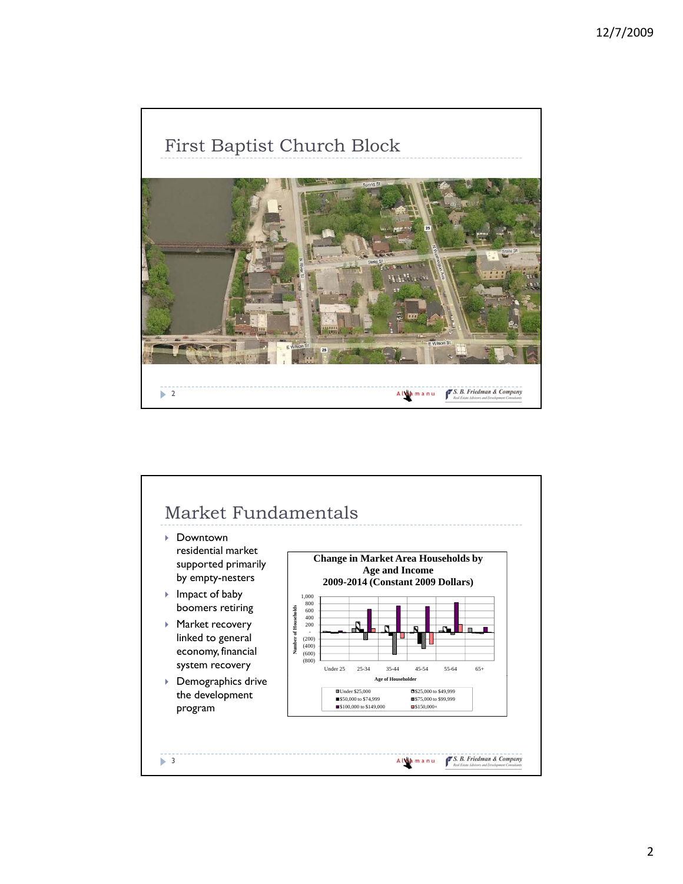## First Baptist Church Block

## Market Fundamentals

- Downtown residential market supported primarily by empty-nesters
- Impact of baby boomers retiring
- Market recovery linked to general economy, financial system recovery
- Demographics drive the development program

**Change in Market Area Households by Age and Income 2009-2014 (Constant 2009 Dollars)**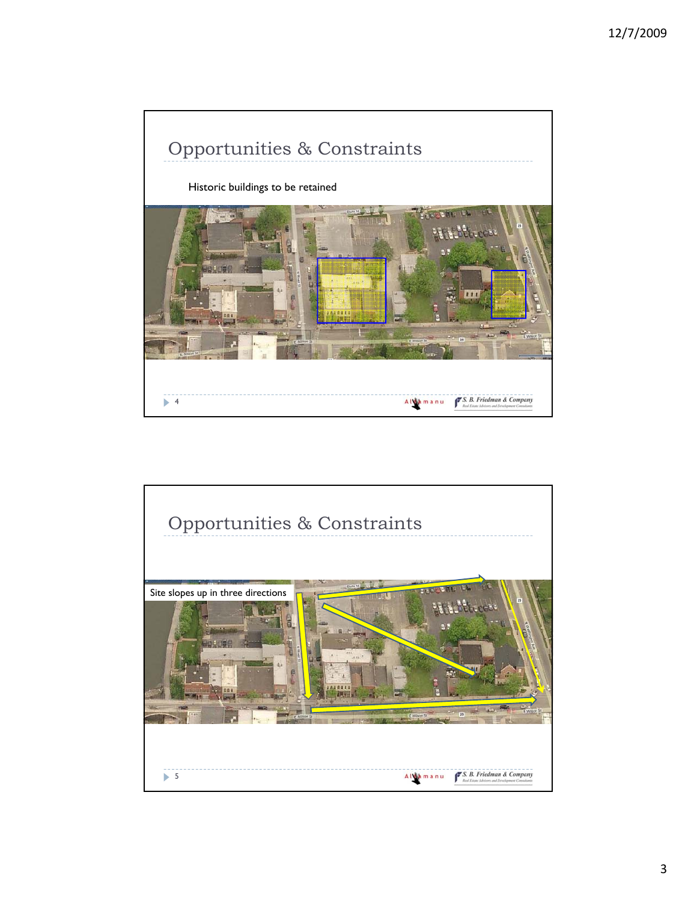## Opportunities & Constraints

Historic buildings to be retained

## Opportunities & Constraints

Site slopes up in three directions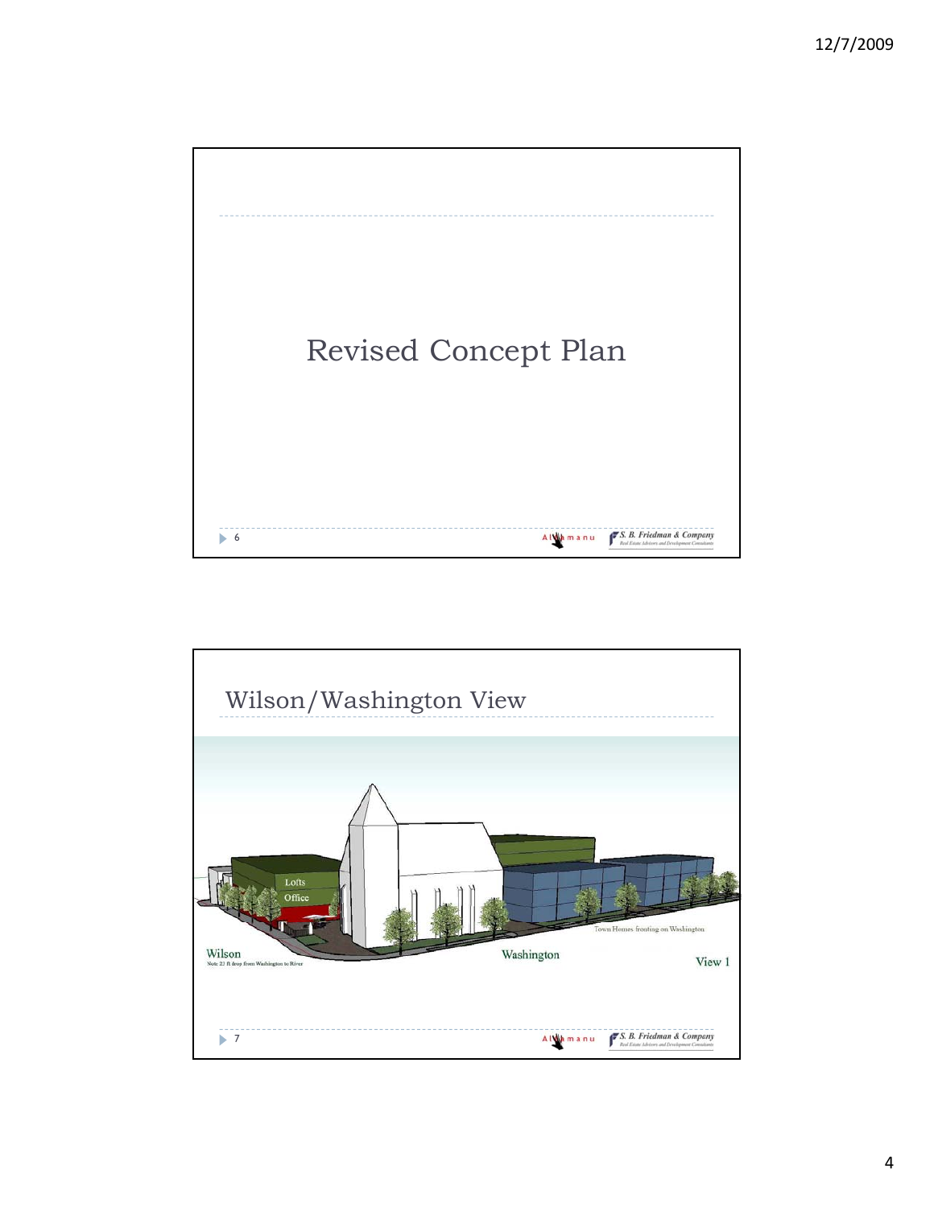# Revised Concept Plan

## Wilson/Washington View

Lofts

Office

Town Homes fronting on Washington

Wilson

Note: 23 ft drop from Washington to River

Washington

View 1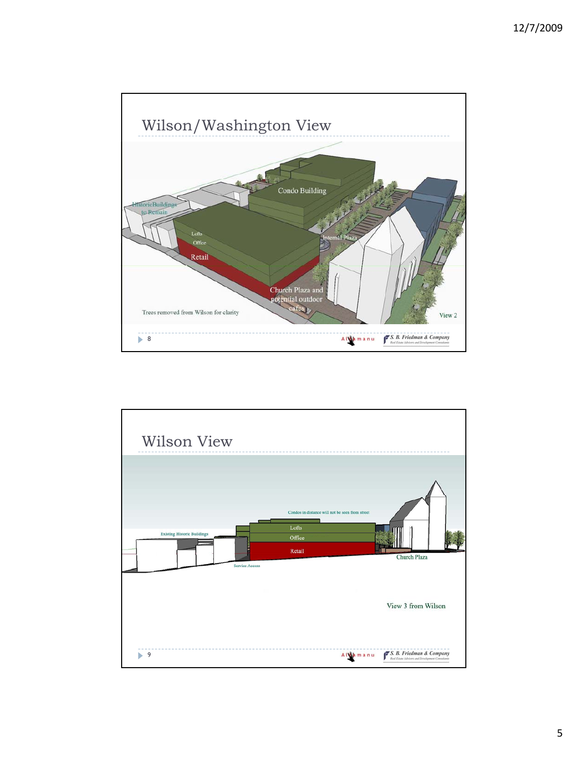## Wilson/Washington View

Historic Buildings to Remain

Condo Building

Lofts

Office

Retail

Internal Plaza

Church Plaza and potential outdoor cafes

Trees removed from Wilson for clarity

View 2

8

## Wilson View

Condos in distance will not be seen from street

Existing Historic Buildings

Lofts

Office

Retail

Service Access

Church Plaza

View 3 from Wilson

9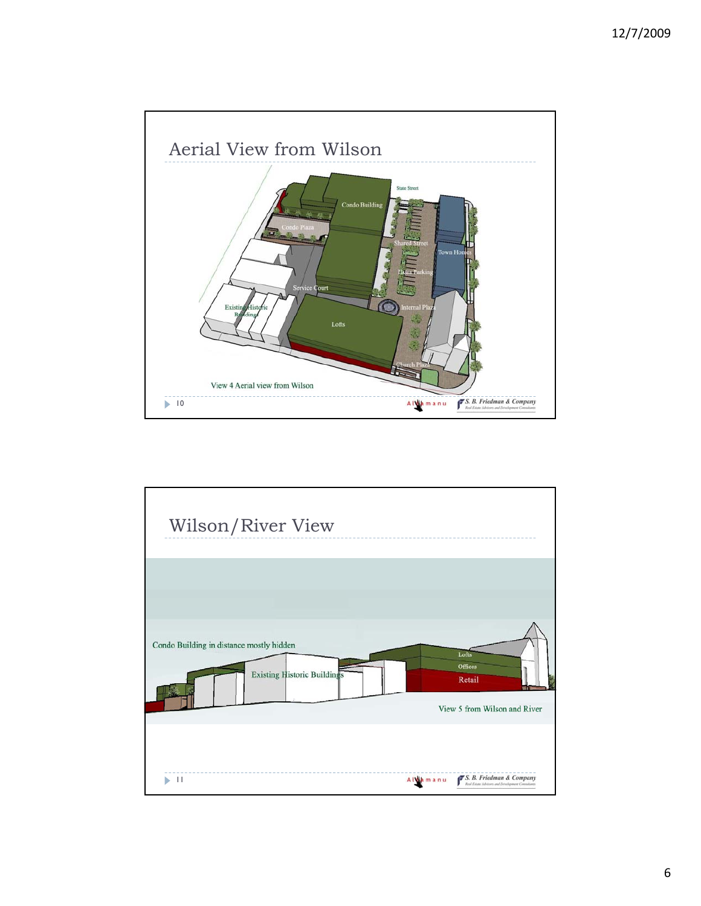## Aerial View from Wilson

State Street

Condo Building

Condo Plaza

Shared Street

Town Homes

Extra Parking

Service Court

Existing Historic Buildings

Internal Plaza

Lofts

Church Plaza

View 4 Aerial view from Wilson

## Wilson/River View

Condo Building in distance mostly hidden

Existing Historic Buildings

Lofts

Offices

Retail

View 5 from Wilson and River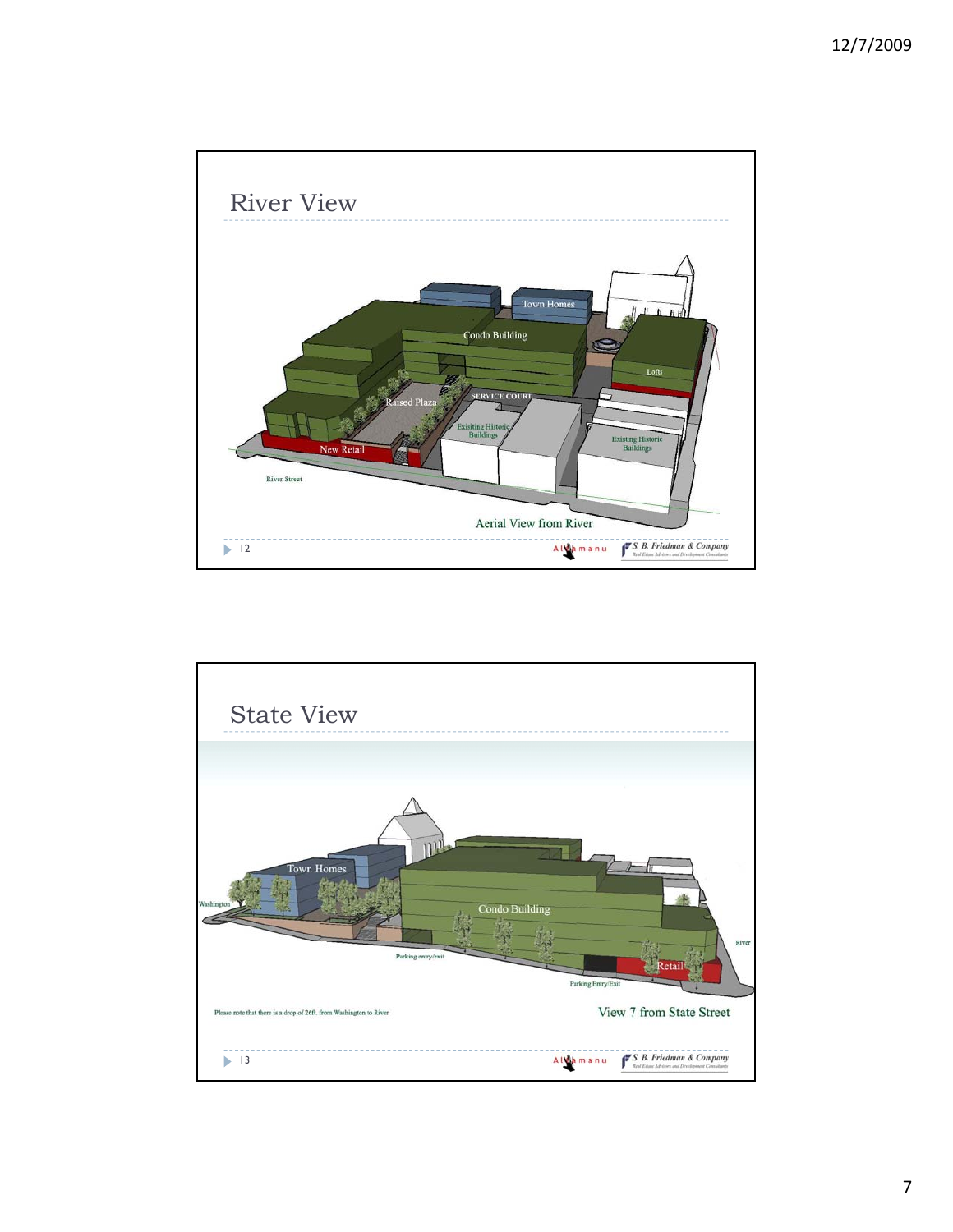## River View

Town Homes

Condo Building

Lofts

Raised Plaza

SERVICE COURT

Exisitng Historic Buildings

Existing Historic Buildings

New Retail

River Street

Aerial View from River

12

## State View

Town Homes

Washington

Condo Building

River

Parking entry/exit

Retail

Parking Entry/Exit

Please note that there is a drop of 26ft. from Washington to River

View 7 from State Street

13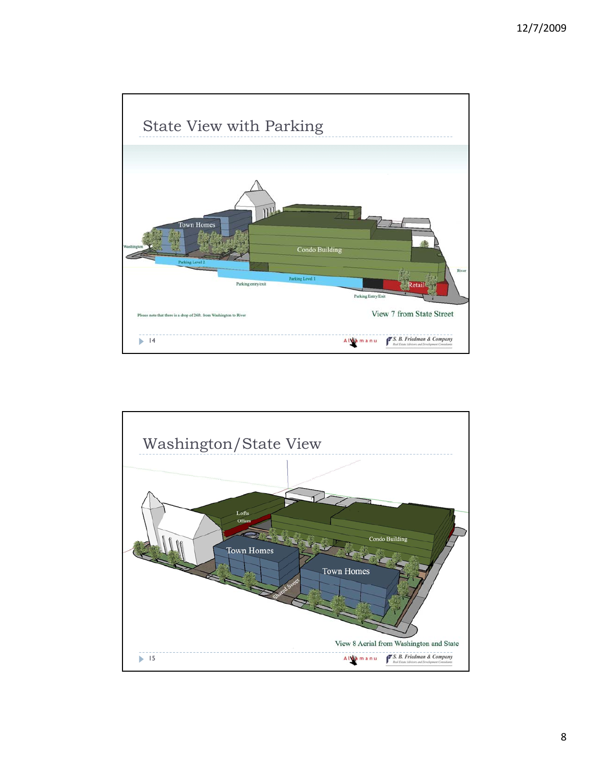## State View with Parking

Town Homes

Washington

Condo Building

Parking Level 2

Parking Level 1

Parking entry/exit

Retail

River

Parking Entry/Exit

Please note that there is a drop of 26ft. from Washington to River

View 7 from State Street

## Washington/State View

Lofts

Offices

Condo Building

Town Homes

Town Homes

Shared Street

View 8 Aerial from Washington and State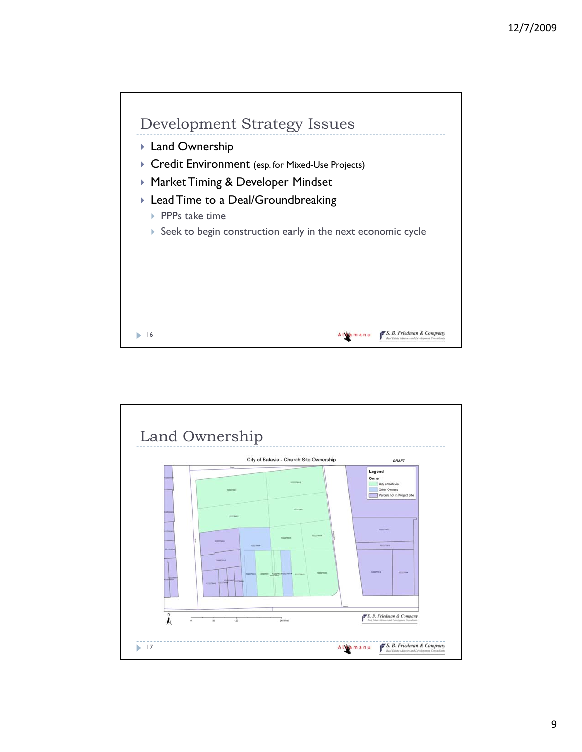## Development Strategy Issues

- Land Ownership
- Credit Environment (esp. for Mixed-Use Projects)
- Market Timing & Developer Mindset
- Lead Time to a Deal/Groundbreaking
  - PPPs take time
  - Seek to begin construction early in the next economic cycle

## Land Ownership

City of Batavia - Church Site Ownership

DRAFT

Legend

Owner

- City of Batavia
- Other Owners
- Parcels not in Project Site

0 60 120 240 Feet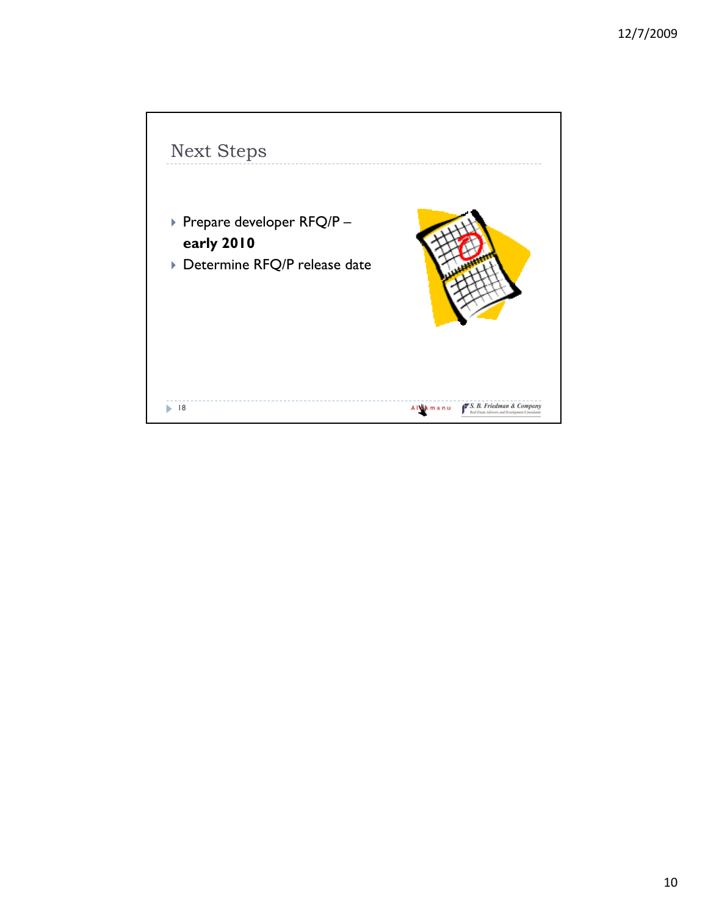## Next Steps

- Prepare developer RFQ/P – **early 2010**
- Determine RFQ/P release date